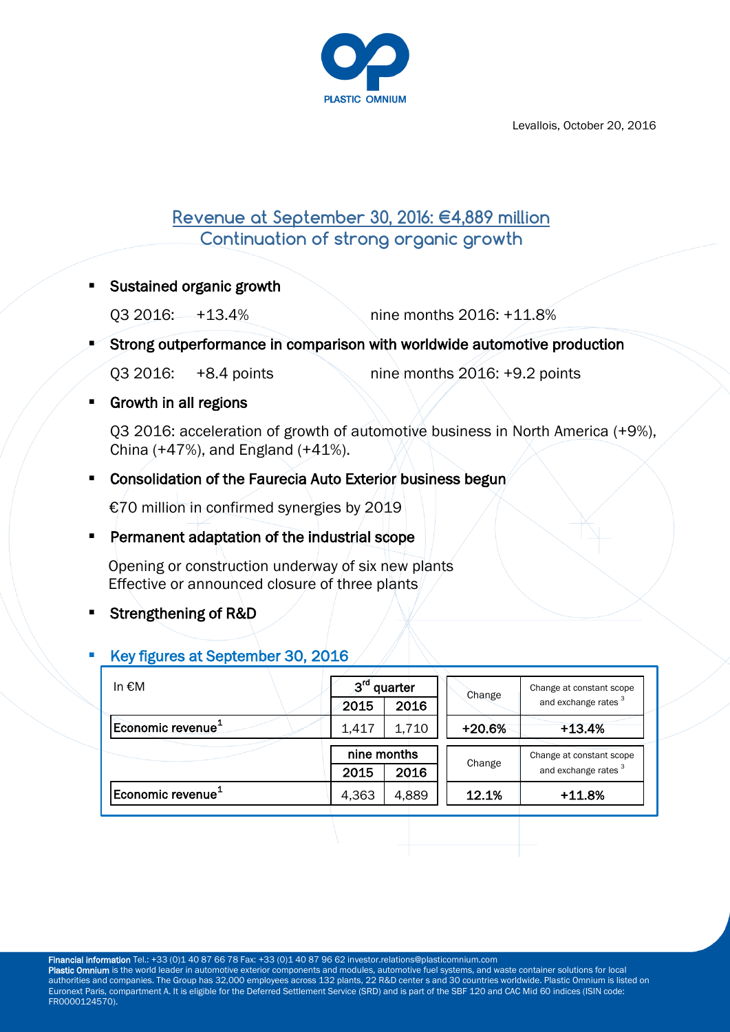PLASTIC OMNIUM

Levallois, October 20, 2016

# Revenue at September 30, 2016: €4,889 million
## Continuation of strong organic growth

- **Sustained organic growth**

  Q3 2016: +13.4% nine months 2016: +11.8%

- **Strong outperformance in comparison with worldwide automotive production**

  Q3 2016: +8.4 points nine months 2016: +9.2 points

- **Growth in all regions**

  Q3 2016: acceleration of growth of automotive business in North America (+9%), China (+47%), and England (+41%).

- **Consolidation of the Faurecia Auto Exterior business begun**

  €70 million in confirmed synergies by 2019

- **Permanent adaptation of the industrial scope**

  Opening or construction underway of six new plants
  Effective or announced closure of three plants

- **Strengthening of R&D**

- **Key figures at September 30, 2016**

| In €M | 3rd quarter | | Change | Change at constant scope and exchange rates [3] |
|---|---|---|---|---|
| | 2015 | 2016 | | |
| Economic revenue[1] | 1,417 | 1,710 | +20.6% | +13.4% |
| | nine months | | Change | Change at constant scope and exchange rates [3] |
| | 2015 | 2016 | | |
| Economic revenue[1] | 4,363 | 4,889 | 12.1% | +11.8% |

**Financial information** Tel.: +33 (0)1 40 87 66 78 Fax: +33 (0)1 40 87 96 62 investor.relations@plasticomnium.com
**Plastic Omnium** is the world leader in automotive exterior components and modules, automotive fuel systems, and waste container solutions for local authorities and companies. The Group has 32,000 employees across 132 plants, 22 R&D center s and 30 countries worldwide. Plastic Omnium is listed on Euronext Paris, compartment A. It is eligible for the Deferred Settlement Service (SRD) and is part of the SBF 120 and CAC Mid 60 indices (ISIN code: FR0000124570).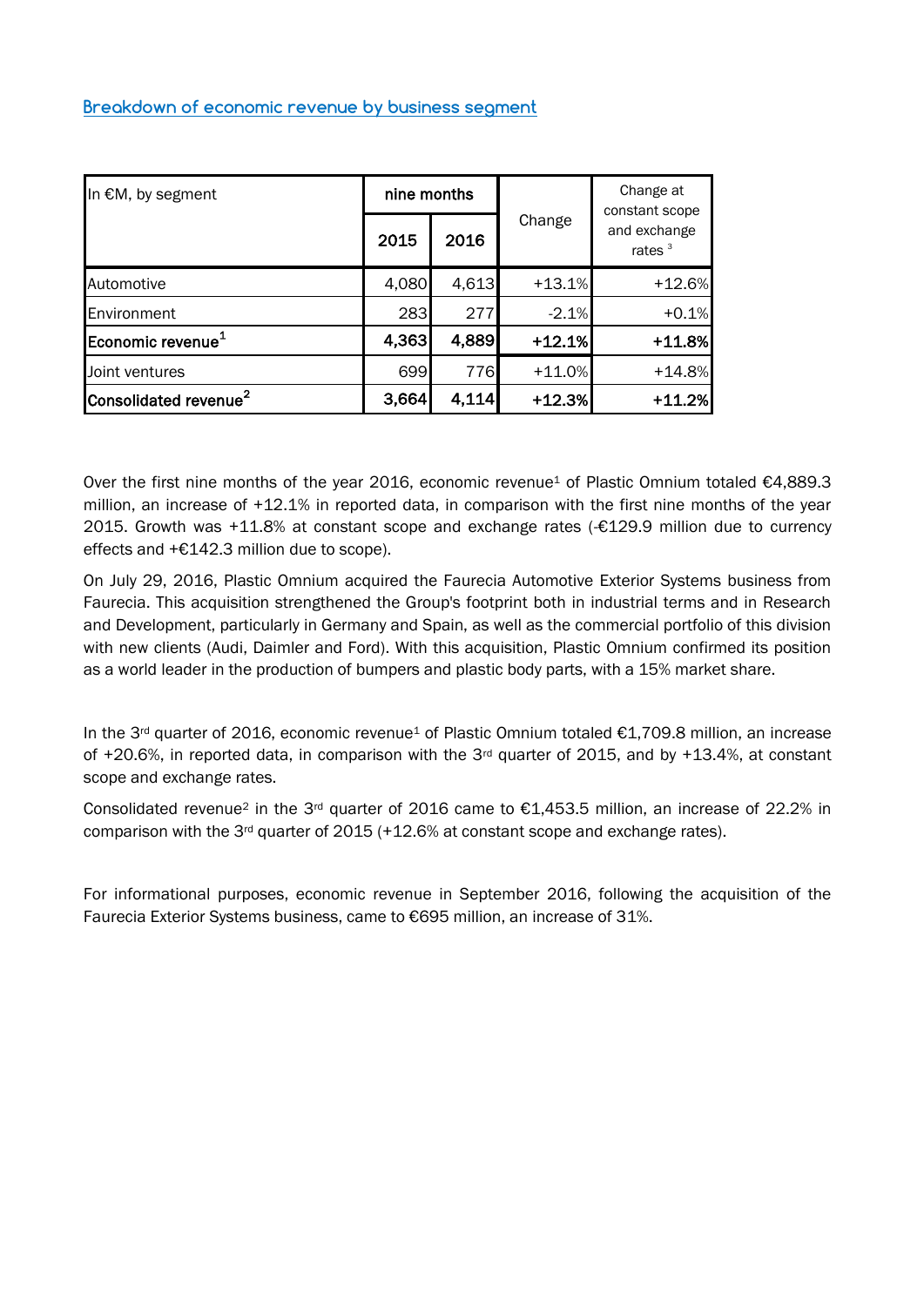## Breakdown of economic revenue by business segment

| In €M, by segment | nine months | | Change | Change at constant scope and exchange rates [3] |
|---|---|---|---|---|
| | 2015 | 2016 | | |
| Automotive | 4,080 | 4,613 | +13.1% | +12.6% |
| Environment | 283 | 277 | -2.1% | +0.1% |
| **Economic revenue[1]** | **4,363** | **4,889** | **+12.1%** | **+11.8%** |
| Joint ventures | 699 | 776 | +11.0% | +14.8% |
| **Consolidated revenue[2]** | **3,664** | **4,114** | **+12.3%** | **+11.2%** |

Over the first nine months of the year 2016, economic revenue[1] of Plastic Omnium totaled €4,889.3 million, an increase of +12.1% in reported data, in comparison with the first nine months of the year 2015. Growth was +11.8% at constant scope and exchange rates (-€129.9 million due to currency effects and +€142.3 million due to scope).

On July 29, 2016, Plastic Omnium acquired the Faurecia Automotive Exterior Systems business from Faurecia. This acquisition strengthened the Group's footprint both in industrial terms and in Research and Development, particularly in Germany and Spain, as well as the commercial portfolio of this division with new clients (Audi, Daimler and Ford). With this acquisition, Plastic Omnium confirmed its position as a world leader in the production of bumpers and plastic body parts, with a 15% market share.

In the 3rd quarter of 2016, economic revenue[1] of Plastic Omnium totaled €1,709.8 million, an increase of +20.6%, in reported data, in comparison with the 3rd quarter of 2015, and by +13.4%, at constant scope and exchange rates.

Consolidated revenue[2] in the 3rd quarter of 2016 came to €1,453.5 million, an increase of 22.2% in comparison with the 3rd quarter of 2015 (+12.6% at constant scope and exchange rates).

For informational purposes, economic revenue in September 2016, following the acquisition of the Faurecia Exterior Systems business, came to €695 million, an increase of 31%.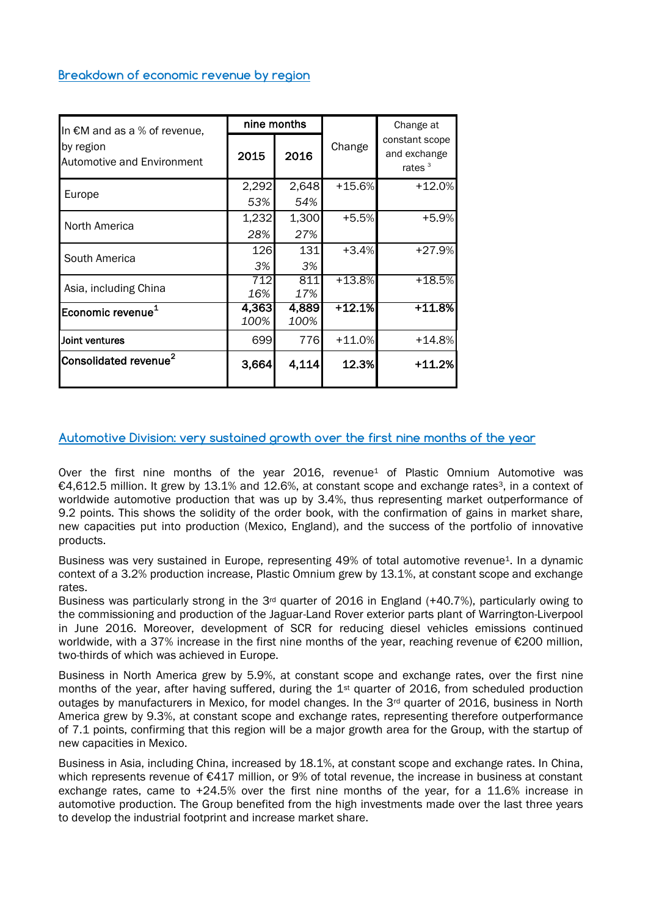## Breakdown of economic revenue by region

| In €M and as a % of revenue, by region Automotive and Environment | nine months | | Change | Change at constant scope and exchange rates [3] |
|---|---|---|---|---|
| | 2015 | 2016 | | |
| Europe | 2,292<br>*53%* | 2,648<br>*54%* | +15.6% | +12.0% |
| North America | 1,232<br>*28%* | 1,300<br>*27%* | +5.5% | +5.9% |
| South America | 126<br>*3%* | 131<br>*3%* | +3.4% | +27.9% |
| Asia, including China | 712<br>*16%* | 811<br>*17%* | +13.8% | +18.5% |
| **Economic revenue[1]** | **4,363**<br>*100%* | **4,889**<br>*100%* | **+12.1%** | **+11.8%** |
| **Joint ventures** | 699 | 776 | +11.0% | +14.8% |
| **Consolidated revenue[2]** | **3,664** | **4,114** | **12.3%** | **+11.2%** |

## Automotive Division: very sustained growth over the first nine months of the year

Over the first nine months of the year 2016, revenue[1] of Plastic Omnium Automotive was €4,612.5 million. It grew by 13.1% and 12.6%, at constant scope and exchange rates[3], in a context of worldwide automotive production that was up by 3.4%, thus representing market outperformance of 9.2 points. This shows the solidity of the order book, with the confirmation of gains in market share, new capacities put into production (Mexico, England), and the success of the portfolio of innovative products.

Business was very sustained in Europe, representing 49% of total automotive revenue[1]. In a dynamic context of a 3.2% production increase, Plastic Omnium grew by 13.1%, at constant scope and exchange rates.

Business was particularly strong in the 3rd quarter of 2016 in England (+40.7%), particularly owing to the commissioning and production of the Jaguar-Land Rover exterior parts plant of Warrington-Liverpool in June 2016. Moreover, development of SCR for reducing diesel vehicles emissions continued worldwide, with a 37% increase in the first nine months of the year, reaching revenue of €200 million, two-thirds of which was achieved in Europe.

Business in North America grew by 5.9%, at constant scope and exchange rates, over the first nine months of the year, after having suffered, during the 1st quarter of 2016, from scheduled production outages by manufacturers in Mexico, for model changes. In the 3rd quarter of 2016, business in North America grew by 9.3%, at constant scope and exchange rates, representing therefore outperformance of 7.1 points, confirming that this region will be a major growth area for the Group, with the startup of new capacities in Mexico.

Business in Asia, including China, increased by 18.1%, at constant scope and exchange rates. In China, which represents revenue of €417 million, or 9% of total revenue, the increase in business at constant exchange rates, came to +24.5% over the first nine months of the year, for a 11.6% increase in automotive production. The Group benefited from the high investments made over the last three years to develop the industrial footprint and increase market share.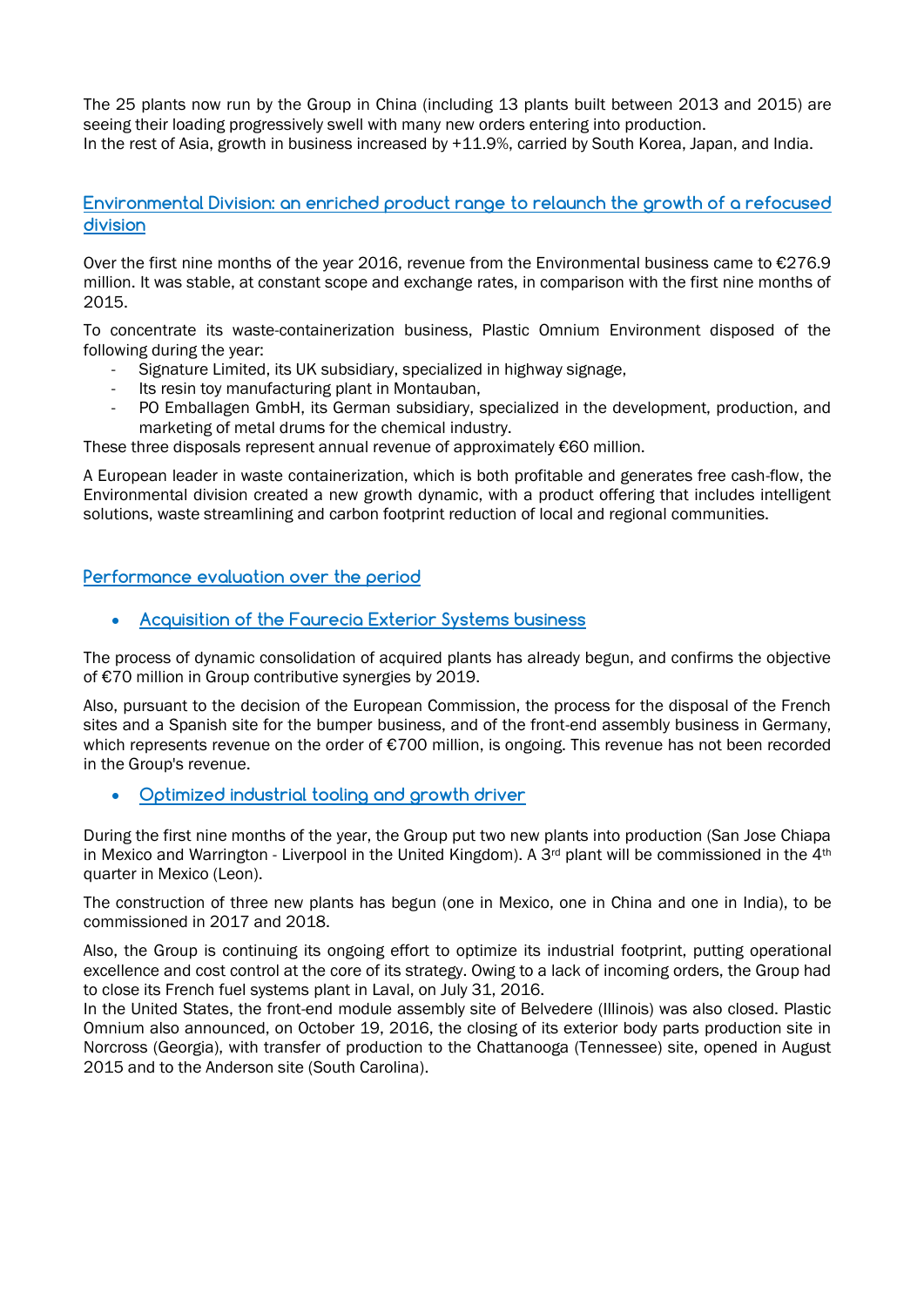The 25 plants now run by the Group in China (including 13 plants built between 2013 and 2015) are seeing their loading progressively swell with many new orders entering into production.
In the rest of Asia, growth in business increased by +11.9%, carried by South Korea, Japan, and India.

## Environmental Division: an enriched product range to relaunch the growth of a refocused division

Over the first nine months of the year 2016, revenue from the Environmental business came to €276.9 million. It was stable, at constant scope and exchange rates, in comparison with the first nine months of 2015.

To concentrate its waste-containerization business, Plastic Omnium Environment disposed of the following during the year:

- Signature Limited, its UK subsidiary, specialized in highway signage,
- Its resin toy manufacturing plant in Montauban,
- PO Emballagen GmbH, its German subsidiary, specialized in the development, production, and marketing of metal drums for the chemical industry.

These three disposals represent annual revenue of approximately €60 million.

A European leader in waste containerization, which is both profitable and generates free cash-flow, the Environmental division created a new growth dynamic, with a product offering that includes intelligent solutions, waste streamlining and carbon footprint reduction of local and regional communities.

## Performance evaluation over the period

### • Acquisition of the Faurecia Exterior Systems business

The process of dynamic consolidation of acquired plants has already begun, and confirms the objective of €70 million in Group contributive synergies by 2019.

Also, pursuant to the decision of the European Commission, the process for the disposal of the French sites and a Spanish site for the bumper business, and of the front-end assembly business in Germany, which represents revenue on the order of €700 million, is ongoing. This revenue has not been recorded in the Group's revenue.

### • Optimized industrial tooling and growth driver

During the first nine months of the year, the Group put two new plants into production (San Jose Chiapa in Mexico and Warrington - Liverpool in the United Kingdom). A 3rd plant will be commissioned in the 4th quarter in Mexico (Leon).

The construction of three new plants has begun (one in Mexico, one in China and one in India), to be commissioned in 2017 and 2018.

Also, the Group is continuing its ongoing effort to optimize its industrial footprint, putting operational excellence and cost control at the core of its strategy. Owing to a lack of incoming orders, the Group had to close its French fuel systems plant in Laval, on July 31, 2016.
In the United States, the front-end module assembly site of Belvedere (Illinois) was also closed. Plastic Omnium also announced, on October 19, 2016, the closing of its exterior body parts production site in Norcross (Georgia), with transfer of production to the Chattanooga (Tennessee) site, opened in August 2015 and to the Anderson site (South Carolina).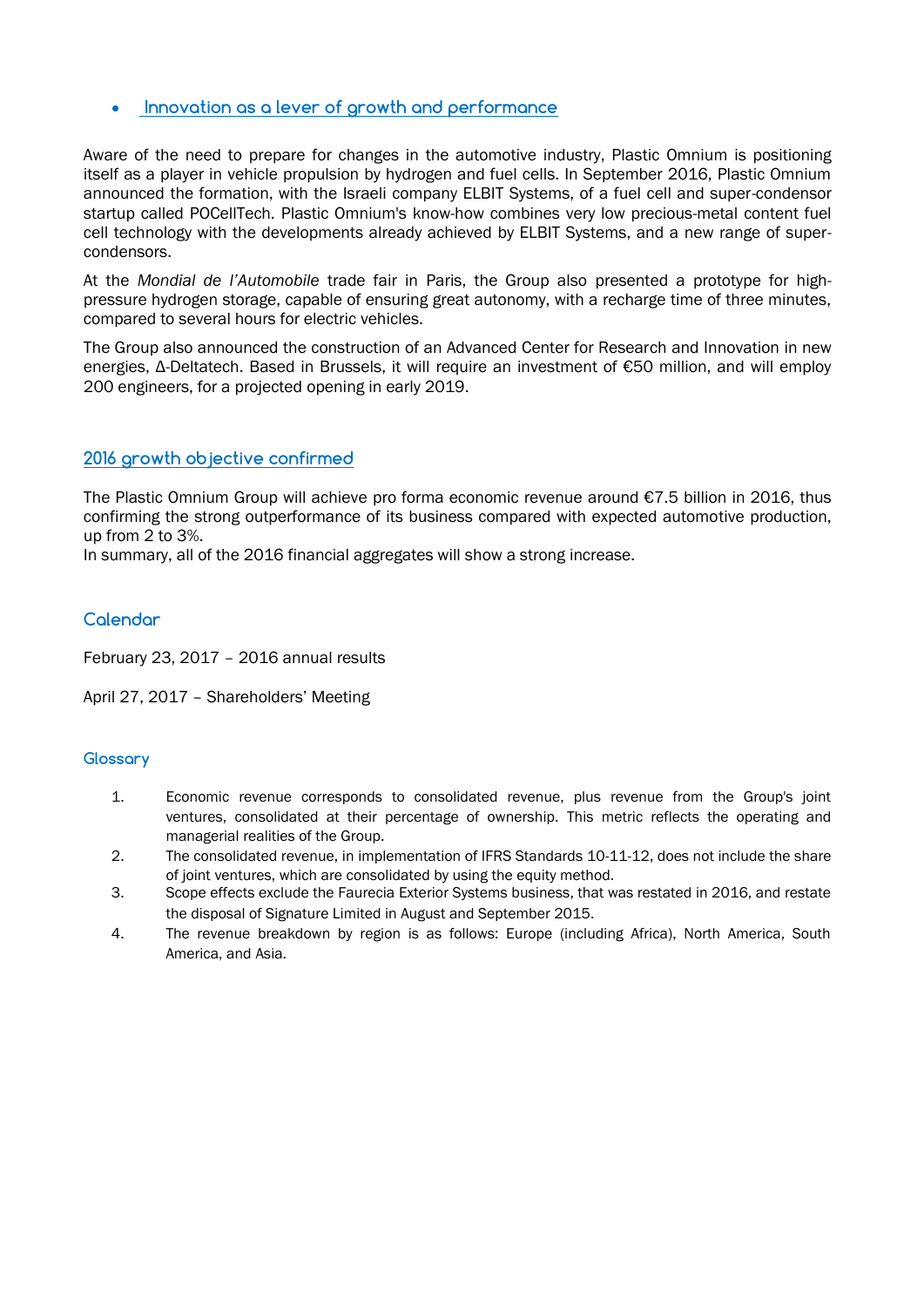- **Innovation as a lever of growth and performance**

Aware of the need to prepare for changes in the automotive industry, Plastic Omnium is positioning itself as a player in vehicle propulsion by hydrogen and fuel cells. In September 2016, Plastic Omnium announced the formation, with the Israeli company ELBIT Systems, of a fuel cell and super-condensor startup called POCellTech. Plastic Omnium's know-how combines very low precious-metal content fuel cell technology with the developments already achieved by ELBIT Systems, and a new range of super-condensors.

At the *Mondial de l'Automobile* trade fair in Paris, the Group also presented a prototype for high-pressure hydrogen storage, capable of ensuring great autonomy, with a recharge time of three minutes, compared to several hours for electric vehicles.

The Group also announced the construction of an Advanced Center for Research and Innovation in new energies, Δ-Deltatech. Based in Brussels, it will require an investment of €50 million, and will employ 200 engineers, for a projected opening in early 2019.

## 2016 growth objective confirmed

The Plastic Omnium Group will achieve pro forma economic revenue around €7.5 billion in 2016, thus confirming the strong outperformance of its business compared with expected automotive production, up from 2 to 3%.
In summary, all of the 2016 financial aggregates will show a strong increase.

## Calendar

February 23, 2017 – 2016 annual results

April 27, 2017 – Shareholders' Meeting

## Glossary

1. Economic revenue corresponds to consolidated revenue, plus revenue from the Group's joint ventures, consolidated at their percentage of ownership. This metric reflects the operating and managerial realities of the Group.
2. The consolidated revenue, in implementation of IFRS Standards 10-11-12, does not include the share of joint ventures, which are consolidated by using the equity method.
3. Scope effects exclude the Faurecia Exterior Systems business, that was restated in 2016, and restate the disposal of Signature Limited in August and September 2015.
4. The revenue breakdown by region is as follows: Europe (including Africa), North America, South America, and Asia.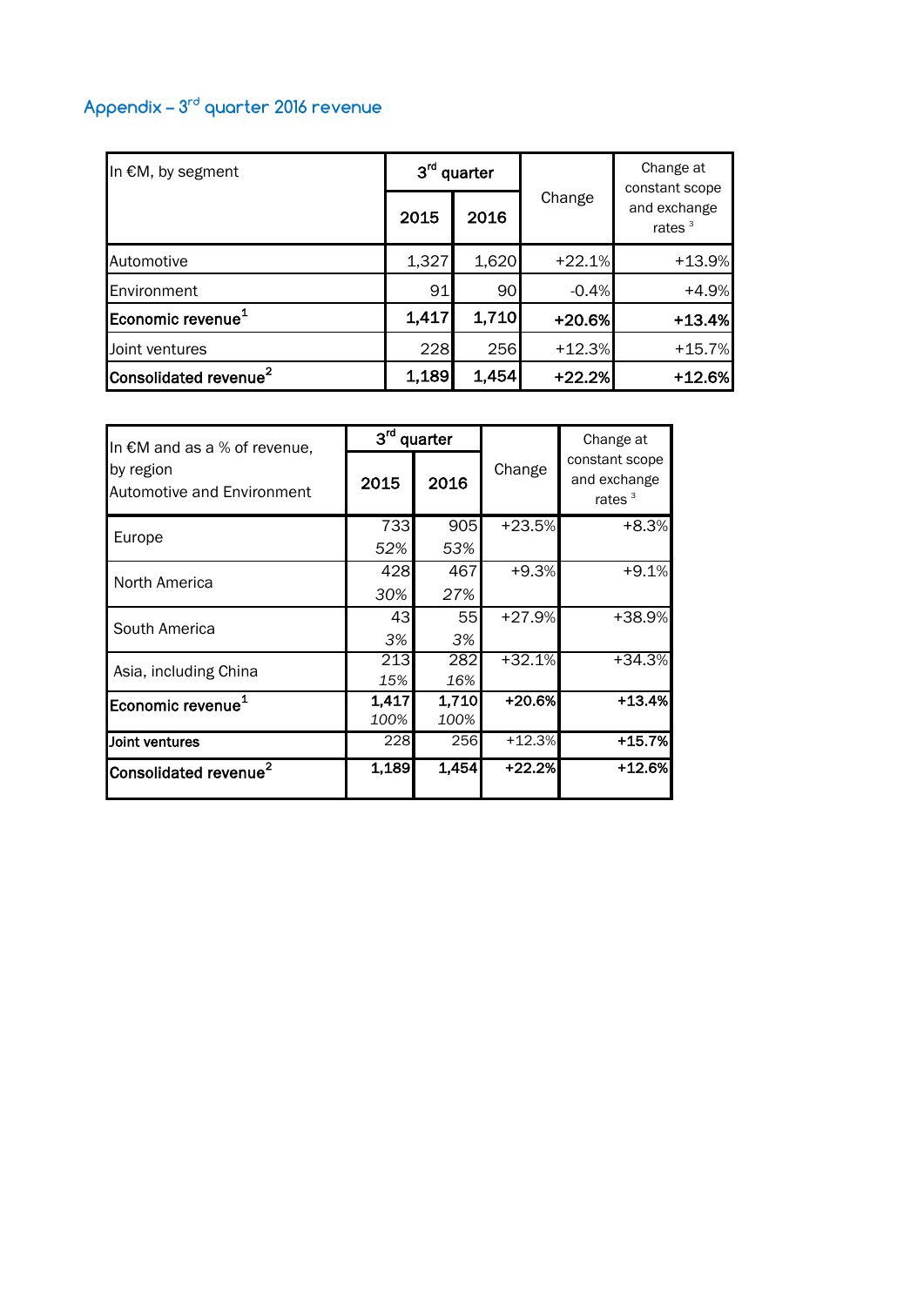## Appendix – 3rd quarter 2016 revenue

| In €M, by segment | 3rd quarter 2015 | 3rd quarter 2016 | Change | Change at constant scope and exchange rates [3] |
|---|---|---|---|---|
| Automotive | 1,327 | 1,620 | +22.1% | +13.9% |
| Environment | 91 | 90 | -0.4% | +4.9% |
| **Economic revenue[1]** | **1,417** | **1,710** | **+20.6%** | **+13.4%** |
| Joint ventures | 228 | 256 | +12.3% | +15.7% |
| **Consolidated revenue[2]** | **1,189** | **1,454** | **+22.2%** | **+12.6%** |

| In €M and as a % of revenue, by region Automotive and Environment | 3rd quarter 2015 | 3rd quarter 2016 | Change | Change at constant scope and exchange rates [3] |
|---|---|---|---|---|
| Europe | 733 | 905 | +23.5% | +8.3% |
| | *52%* | *53%* | | |
| North America | 428 | 467 | +9.3% | +9.1% |
| | *30%* | *27%* | | |
| South America | 43 | 55 | +27.9% | +38.9% |
| | *3%* | *3%* | | |
| Asia, including China | 213 | 282 | +32.1% | +34.3% |
| | *15%* | *16%* | | |
| **Economic revenue[1]** | **1,417** | **1,710** | **+20.6%** | **+13.4%** |
| | *100%* | *100%* | | |
| **Joint ventures** | 228 | 256 | +12.3% | **+15.7%** |
| **Consolidated revenue[2]** | **1,189** | **1,454** | **+22.2%** | **+12.6%** |